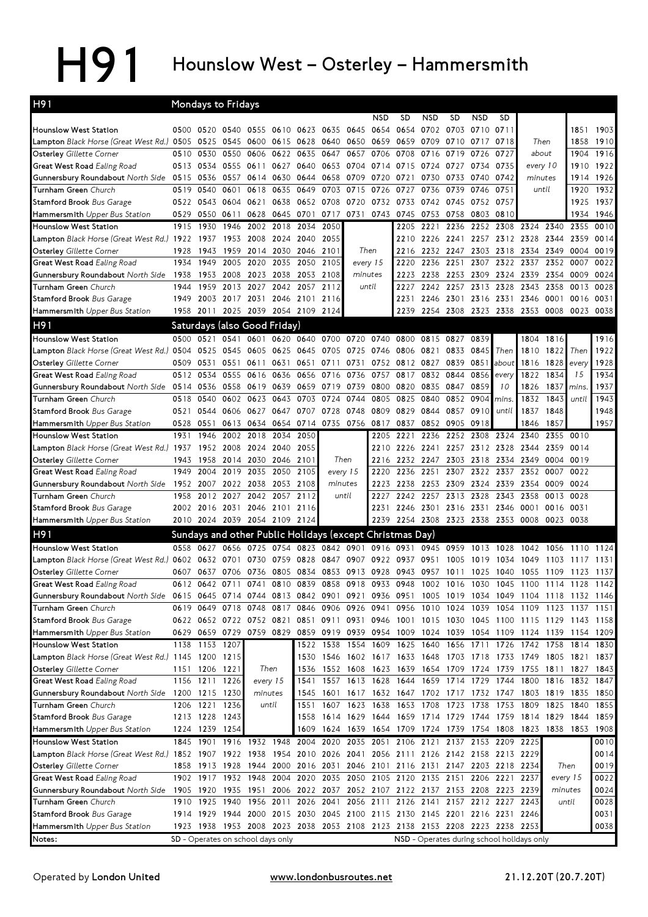# H91 Hounslow West – Osterley – Hammersmith

## H91 Mondays to Fridays

| | | | | | | | | | NSD | SD | NSD | SD | NSD | SD | | | |
|---|---|---|---|---|---|---|---|---|---|---|---|---|---|---|---|---|---|
| **Hounslow West** Station | 0500 | 0520 | 0540 | 0555 | 0610 | 0623 | 0635 | 0645 | 0654 | 0654 | 0702 | 0703 | 0710 | 0711 | | 1851 | 1903 |
| **Lampton** *Black Horse (Great West Rd.)* | 0505 | 0525 | 0545 | 0600 | 0615 | 0628 | 0640 | 0650 | 0659 | 0659 | 0709 | 0710 | 0717 | 0718 | Then | 1858 | 1910 |
| **Osterley** *Gillette Corner* | 0510 | 0530 | 0550 | 0606 | 0622 | 0635 | 0647 | 0657 | 0706 | 0708 | 0716 | 0719 | 0726 | 0727 | about | 1904 | 1916 |
| **Great West Road** *Ealing Road* | 0513 | 0534 | 0555 | 0611 | 0627 | 0640 | 0653 | 0704 | 0714 | 0715 | 0724 | 0727 | 0734 | 0735 | every 10 | 1910 | 1922 |
| **Gunnersbury Roundabout** *North Side* | 0515 | 0536 | 0557 | 0614 | 0630 | 0644 | 0658 | 0709 | 0720 | 0721 | 0730 | 0733 | 0740 | 0742 | minutes | 1914 | 1926 |
| **Turnham Green** *Church* | 0519 | 0540 | 0601 | 0618 | 0635 | 0649 | 0703 | 0715 | 0726 | 0727 | 0736 | 0739 | 0746 | 0751 | until | 1920 | 1932 |
| **Stamford Brook** *Bus Garage* | 0522 | 0543 | 0604 | 0621 | 0638 | 0652 | 0708 | 0720 | 0732 | 0733 | 0742 | 0745 | 0752 | 0757 | | 1925 | 1937 |
| **Hammersmith** *Upper Bus Station* | 0529 | 0550 | 0611 | 0628 | 0645 | 0701 | 0717 | 0731 | 0743 | 0745 | 0753 | 0758 | 0803 | 0810 | | 1934 | 1946 |

| | | | | | | | | | | | | | | | | |
|---|---|---|---|---|---|---|---|---|---|---|---|---|---|---|---|---|
| **Hounslow West** Station | 1915 | 1930 | 1946 | 2002 | 2018 | 2034 | 2050 | | 2205 | 2221 | 2236 | 2252 | 2308 | 2324 | 2340 | 2355 | 0010 |
| **Lampton** *Black Horse (Great West Rd.)* | 1922 | 1937 | 1953 | 2008 | 2024 | 2040 | 2055 | | 2210 | 2226 | 2241 | 2257 | 2312 | 2328 | 2344 | 2359 | 0014 |
| **Osterley** *Gillette Corner* | 1928 | 1943 | 1959 | 2014 | 2030 | 2046 | 2101 | Then | 2216 | 2232 | 2247 | 2303 | 2318 | 2334 | 2349 | 0004 | 0019 |
| **Great West Road** *Ealing Road* | 1934 | 1949 | 2005 | 2020 | 2035 | 2050 | 2105 | every 15 | 2220 | 2236 | 2251 | 2307 | 2322 | 2337 | 2352 | 0007 | 0022 |
| **Gunnersbury Roundabout** *North Side* | 1938 | 1953 | 2008 | 2023 | 2038 | 2053 | 2108 | minutes | 2223 | 2238 | 2253 | 2309 | 2324 | 2339 | 2354 | 0009 | 0024 |
| **Turnham Green** *Church* | 1944 | 1959 | 2013 | 2027 | 2042 | 2057 | 2112 | until | 2227 | 2242 | 2257 | 2313 | 2328 | 2343 | 2358 | 0013 | 0028 |
| **Stamford Brook** *Bus Garage* | 1949 | 2003 | 2017 | 2031 | 2046 | 2101 | 2116 | | 2231 | 2246 | 2301 | 2316 | 2331 | 2346 | 0001 | 0016 | 0031 |
| **Hammersmith** *Upper Bus Station* | 1958 | 2011 | 2025 | 2039 | 2054 | 2109 | 2124 | | 2239 | 2254 | 2308 | 2323 | 2338 | 2353 | 0008 | 0023 | 0038 |

## H91 Saturdays (also Good Friday)

| | | | | | | | | | | | | | | | | | | |
|---|---|---|---|---|---|---|---|---|---|---|---|---|---|---|---|---|---|---|
| **Hounslow West** Station | 0500 | 0521 | 0541 | 0601 | 0620 | 0640 | 0700 | 0720 | 0740 | 0800 | 0815 | 0827 | 0839 | | 1804 | 1816 | | 1916 |
| **Lampton** *Black Horse (Great West Rd.)* | 0504 | 0525 | 0545 | 0605 | 0625 | 0645 | 0705 | 0725 | 0746 | 0806 | 0821 | 0833 | 0845 | Then | 1810 | 1822 | Then | 1922 |
| **Osterley** *Gillette Corner* | 0509 | 0531 | 0551 | 0611 | 0631 | 0651 | 0711 | 0731 | 0752 | 0812 | 0827 | 0839 | 0851 | about | 1816 | 1828 | every | 1928 |
| **Great West Road** *Ealing Road* | 0512 | 0534 | 0555 | 0616 | 0636 | 0656 | 0716 | 0736 | 0757 | 0817 | 0832 | 0844 | 0856 | every | 1822 | 1834 | 15 | 1934 |
| **Gunnersbury Roundabout** *North Side* | 0514 | 0536 | 0558 | 0619 | 0639 | 0659 | 0719 | 0739 | 0800 | 0820 | 0835 | 0847 | 0859 | 10 | 1826 | 1837 | mins. | 1937 |
| **Turnham Green** *Church* | 0518 | 0540 | 0602 | 0623 | 0643 | 0703 | 0724 | 0744 | 0805 | 0825 | 0840 | 0852 | 0904 | mins. | 1832 | 1843 | until | 1943 |
| **Stamford Brook** *Bus Garage* | 0521 | 0544 | 0606 | 0627 | 0647 | 0707 | 0728 | 0748 | 0809 | 0829 | 0844 | 0857 | 0910 | until | 1837 | 1848 | | 1948 |
| **Hammersmith** *Upper Bus Station* | 0528 | 0551 | 0613 | 0634 | 0654 | 0714 | 0735 | 0756 | 0817 | 0837 | 0852 | 0905 | 0918 | | 1846 | 1857 | | 1957 |

| | | | | | | | | | | | | | | | |
|---|---|---|---|---|---|---|---|---|---|---|---|---|---|---|---|
| **Hounslow West** Station | 1931 | 1946 | 2002 | 2018 | 2034 | 2050 | | 2205 | 2221 | 2236 | 2252 | 2308 | 2324 | 2340 | 2355 | 0010 |
| **Lampton** *Black Horse (Great West Rd.)* | 1937 | 1952 | 2008 | 2024 | 2040 | 2055 | | 2210 | 2226 | 2241 | 2257 | 2312 | 2328 | 2344 | 2359 | 0014 |
| **Osterley** *Gillette Corner* | 1943 | 1958 | 2014 | 2030 | 2046 | 2101 | Then | 2216 | 2232 | 2247 | 2303 | 2318 | 2334 | 2349 | 0004 | 0019 |
| **Great West Road** *Ealing Road* | 1949 | 2004 | 2019 | 2035 | 2050 | 2105 | every 15 | 2220 | 2236 | 2251 | 2307 | 2322 | 2337 | 2352 | 0007 | 0022 |
| **Gunnersbury Roundabout** *North Side* | 1952 | 2007 | 2022 | 2038 | 2053 | 2108 | minutes | 2223 | 2238 | 2253 | 2309 | 2324 | 2339 | 2354 | 0009 | 0024 |
| **Turnham Green** *Church* | 1958 | 2012 | 2027 | 2042 | 2057 | 2112 | until | 2227 | 2242 | 2257 | 2313 | 2328 | 2343 | 2358 | 0013 | 0028 |
| **Stamford Brook** *Bus Garage* | 2002 | 2016 | 2031 | 2046 | 2101 | 2116 | | 2231 | 2246 | 2301 | 2316 | 2331 | 2346 | 0001 | 0016 | 0031 |
| **Hammersmith** *Upper Bus Station* | 2010 | 2024 | 2039 | 2054 | 2109 | 2124 | | 2239 | 2254 | 2308 | 2323 | 2338 | 2353 | 0008 | 0023 | 0038 |

## H91 Sundays and other Public Holidays (except Christmas Day)

| | | | | | | | | | | | | | | | | | | |
|---|---|---|---|---|---|---|---|---|---|---|---|---|---|---|---|---|---|---|
| **Hounslow West** Station | 0558 | 0627 | 0656 | 0725 | 0754 | 0823 | 0842 | 0901 | 0916 | 0931 | 0945 | 0959 | 1013 | 1028 | 1042 | 1056 | 1110 | 1124 |
| **Lampton** *Black Horse (Great West Rd.)* | 0602 | 0632 | 0701 | 0730 | 0759 | 0828 | 0847 | 0907 | 0922 | 0937 | 0951 | 1005 | 1019 | 1034 | 1049 | 1103 | 1117 | 1131 |
| **Osterley** *Gillette Corner* | 0607 | 0637 | 0706 | 0736 | 0805 | 0834 | 0853 | 0913 | 0928 | 0943 | 0957 | 1011 | 1025 | 1040 | 1055 | 1109 | 1123 | 1137 |
| **Great West Road** *Ealing Road* | 0612 | 0642 | 0711 | 0741 | 0810 | 0839 | 0858 | 0918 | 0933 | 0948 | 1002 | 1016 | 1030 | 1045 | 1100 | 1114 | 1128 | 1142 |
| **Gunnersbury Roundabout** *North Side* | 0615 | 0645 | 0714 | 0744 | 0813 | 0842 | 0901 | 0921 | 0936 | 0951 | 1005 | 1019 | 1034 | 1049 | 1104 | 1118 | 1132 | 1146 |
| **Turnham Green** *Church* | 0619 | 0649 | 0718 | 0748 | 0817 | 0846 | 0906 | 0926 | 0941 | 0956 | 1010 | 1024 | 1039 | 1054 | 1109 | 1123 | 1137 | 1151 |
| **Stamford Brook** *Bus Garage* | 0622 | 0652 | 0722 | 0752 | 0821 | 0851 | 0911 | 0931 | 0946 | 1001 | 1015 | 1030 | 1045 | 1100 | 1115 | 1129 | 1143 | 1158 |
| **Hammersmith** *Upper Bus Station* | 0629 | 0659 | 0729 | 0759 | 0829 | 0859 | 0919 | 0939 | 0954 | 1009 | 1024 | 1039 | 1054 | 1109 | 1124 | 1139 | 1154 | 1209 |

| | | | | | | | | | | | | | | | | | |
|---|---|---|---|---|---|---|---|---|---|---|---|---|---|---|---|---|---|
| **Hounslow West** Station | 1138 | 1153 | 1207 | | 1522 | 1538 | 1554 | 1609 | 1625 | 1640 | 1656 | 1711 | 1726 | 1742 | 1758 | 1814 | 1830 |
| **Lampton** *Black Horse (Great West Rd.)* | 1145 | 1200 | 1215 | | 1530 | 1546 | 1602 | 1617 | 1633 | 1648 | 1703 | 1718 | 1733 | 1749 | 1805 | 1821 | 1837 |
| **Osterley** *Gillette Corner* | 1151 | 1206 | 1221 | Then | 1536 | 1552 | 1608 | 1623 | 1639 | 1654 | 1709 | 1724 | 1739 | 1755 | 1811 | 1827 | 1843 |
| **Great West Road** *Ealing Road* | 1156 | 1211 | 1226 | every 15 | 1541 | 1557 | 1613 | 1628 | 1644 | 1659 | 1714 | 1729 | 1744 | 1800 | 1816 | 1832 | 1847 |
| **Gunnersbury Roundabout** *North Side* | 1200 | 1215 | 1230 | minutes | 1545 | 1601 | 1617 | 1632 | 1647 | 1702 | 1717 | 1732 | 1747 | 1803 | 1819 | 1835 | 1850 |
| **Turnham Green** *Church* | 1206 | 1221 | 1236 | until | 1551 | 1607 | 1623 | 1638 | 1653 | 1708 | 1723 | 1738 | 1753 | 1809 | 1825 | 1840 | 1855 |
| **Stamford Brook** *Bus Garage* | 1213 | 1228 | 1243 | | 1558 | 1614 | 1629 | 1644 | 1659 | 1714 | 1729 | 1744 | 1759 | 1814 | 1829 | 1844 | 1859 |
| **Hammersmith** *Upper Bus Station* | 1224 | 1239 | 1254 | | 1609 | 1624 | 1639 | 1654 | 1709 | 1724 | 1739 | 1754 | 1808 | 1823 | 1838 | 1853 | 1908 |

| | | | | | | | | | | | | | | | | | |
|---|---|---|---|---|---|---|---|---|---|---|---|---|---|---|---|---|---|
| **Hounslow West** Station | 1845 | 1901 | 1916 | 1932 | 1948 | 2004 | 2020 | 2035 | 2051 | 2106 | 2121 | 2137 | 2153 | 2209 | 2225 | | 0010 |
| **Lampton** *Black Horse (Great West Rd.)* | 1852 | 1907 | 1922 | 1938 | 1954 | 2010 | 2026 | 2041 | 2056 | 2111 | 2126 | 2142 | 2158 | 2213 | 2229 | | 0014 |
| **Osterley** *Gillette Corner* | 1858 | 1913 | 1928 | 1944 | 2000 | 2016 | 2031 | 2046 | 2101 | 2116 | 2131 | 2147 | 2203 | 2218 | 2234 | Then | 0019 |
| **Great West Road** *Ealing Road* | 1902 | 1917 | 1932 | 1948 | 2004 | 2020 | 2035 | 2050 | 2105 | 2120 | 2135 | 2151 | 2206 | 2221 | 2237 | every 15 | 0022 |
| **Gunnersbury Roundabout** *North Side* | 1905 | 1920 | 1935 | 1951 | 2006 | 2022 | 2037 | 2052 | 2107 | 2122 | 2137 | 2153 | 2208 | 2223 | 2239 | minutes | 0024 |
| **Turnham Green** *Church* | 1910 | 1925 | 1940 | 1956 | 2011 | 2026 | 2041 | 2056 | 2111 | 2126 | 2141 | 2157 | 2212 | 2227 | 2243 | until | 0028 |
| **Stamford Brook** *Bus Garage* | 1914 | 1929 | 1944 | 2000 | 2015 | 2030 | 2045 | 2100 | 2115 | 2130 | 2145 | 2201 | 2216 | 2231 | 2246 | | 0031 |
| **Hammersmith** *Upper Bus Station* | 1923 | 1938 | 1953 | 2008 | 2023 | 2038 | 2053 | 2108 | 2123 | 2138 | 2153 | 2208 | 2223 | 2238 | 2253 | | 0038 |

**Notes:** SD - Operates on school days only. NSD - Operates during school holidays only

Operated by **London United** | www.londonbusroutes.net | 21.12.20T (20.7.20T)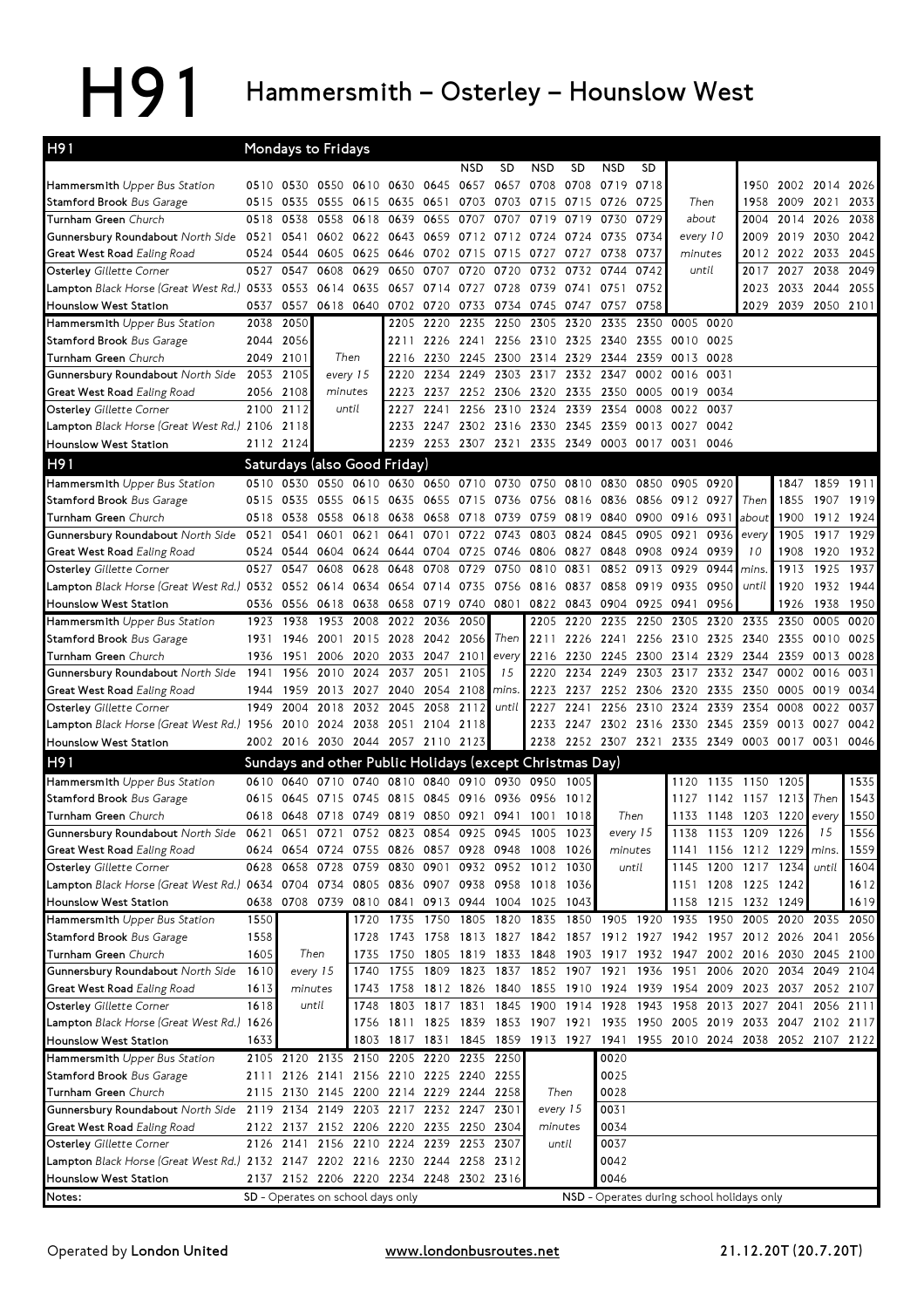# H91 Hammersmith – Osterley – Hounslow West

## H91 Mondays to Fridays

| | | | | | | | NSD | SD | NSD | SD | NSD | SD | | | | | | |
|---|---|---|---|---|---|---|---|---|---|---|---|---|---|---|---|---|---|---|
| **Hammersmith** Upper Bus Station | 0510 | 0530 | 0550 | 0610 | 0630 | 0645 | 0657 | 0657 | 0708 | 0708 | 0719 | 0718 | | | 1950 | 2002 | 2014 | 2026 |
| **Stamford Brook** Bus Garage | 0515 | 0535 | 0555 | 0615 | 0635 | 0651 | 0703 | 0703 | 0715 | 0715 | 0726 | 0725 | Then | | 1958 | 2009 | 2021 | 2033 |
| **Turnham Green** Church | 0518 | 0538 | 0558 | 0618 | 0639 | 0655 | 0707 | 0707 | 0719 | 0719 | 0730 | 0729 | about | | 2004 | 2014 | 2026 | 2038 |
| **Gunnersbury Roundabout** North Side | 0521 | 0541 | 0602 | 0622 | 0643 | 0659 | 0712 | 0712 | 0724 | 0724 | 0735 | 0734 | every 10 | | 2009 | 2019 | 2030 | 2042 |
| **Great West Road** Ealing Road | 0524 | 0544 | 0605 | 0625 | 0646 | 0702 | 0715 | 0715 | 0727 | 0727 | 0738 | 0737 | minutes | | 2012 | 2022 | 2033 | 2045 |
| **Osterley** Gillette Corner | 0527 | 0547 | 0608 | 0629 | 0650 | 0707 | 0720 | 0720 | 0732 | 0732 | 0744 | 0742 | until | | 2017 | 2027 | 2038 | 2049 |
| **Lampton** Black Horse (Great West Rd.) | 0533 | 0553 | 0614 | 0635 | 0657 | 0714 | 0727 | 0728 | 0739 | 0741 | 0751 | 0752 | | | 2023 | 2033 | 2044 | 2055 |
| **Hounslow West Station** | 0537 | 0557 | 0618 | 0640 | 0702 | 0720 | 0733 | 0734 | 0745 | 0747 | 0757 | 0758 | | | 2029 | 2039 | 2050 | 2101 |

| | | | | | | | | | | | | | |
|---|---|---|---|---|---|---|---|---|---|---|---|---|---|
| **Hammersmith** Upper Bus Station | 2038 | 2050 | | 2205 | 2220 | 2235 | 2250 | 2305 | 2320 | 2335 | 2350 | 0005 | 0020 |
| **Stamford Brook** Bus Garage | 2044 | 2056 | | 2211 | 2226 | 2241 | 2256 | 2310 | 2325 | 2340 | 2355 | 0010 | 0025 |
| **Turnham Green** Church | 2049 | 2101 | Then | 2216 | 2230 | 2245 | 2300 | 2314 | 2329 | 2344 | 2359 | 0013 | 0028 |
| **Gunnersbury Roundabout** North Side | 2053 | 2105 | every 15 | 2220 | 2234 | 2249 | 2303 | 2317 | 2332 | 2347 | 0002 | 0016 | 0031 |
| **Great West Road** Ealing Road | 2056 | 2108 | minutes | 2223 | 2237 | 2252 | 2306 | 2320 | 2335 | 2350 | 0005 | 0019 | 0034 |
| **Osterley** Gillette Corner | 2100 | 2112 | until | 2227 | 2241 | 2256 | 2310 | 2324 | 2339 | 2354 | 0008 | 0022 | 0037 |
| **Lampton** Black Horse (Great West Rd.) | 2106 | 2118 | | 2233 | 2247 | 2302 | 2316 | 2330 | 2345 | 2359 | 0013 | 0027 | 0042 |
| **Hounslow West Station** | 2112 | 2124 | | 2239 | 2253 | 2307 | 2321 | 2335 | 2349 | 0003 | 0017 | 0031 | 0046 |

## H91 Saturdays (also Good Friday)

| | | | | | | | | | | | | | | | | | | |
|---|---|---|---|---|---|---|---|---|---|---|---|---|---|---|---|---|---|---|
| **Hammersmith** Upper Bus Station | 0510 | 0530 | 0550 | 0610 | 0630 | 0650 | 0710 | 0730 | 0750 | 0810 | 0830 | 0850 | 0905 | 0920 | | 1847 | 1859 | 1911 |
| **Stamford Brook** Bus Garage | 0515 | 0535 | 0555 | 0615 | 0635 | 0655 | 0715 | 0736 | 0756 | 0816 | 0836 | 0856 | 0912 | 0927 | Then | 1855 | 1907 | 1919 |
| **Turnham Green** Church | 0518 | 0538 | 0558 | 0618 | 0638 | 0658 | 0718 | 0739 | 0759 | 0819 | 0840 | 0900 | 0916 | 0931 | about | 1900 | 1912 | 1924 |
| **Gunnersbury Roundabout** North Side | 0521 | 0541 | 0601 | 0621 | 0641 | 0701 | 0722 | 0743 | 0803 | 0824 | 0845 | 0905 | 0921 | 0936 | every | 1905 | 1917 | 1929 |
| **Great West Road** Ealing Road | 0524 | 0544 | 0604 | 0624 | 0644 | 0704 | 0725 | 0746 | 0806 | 0827 | 0848 | 0908 | 0924 | 0939 | 10 | 1908 | 1920 | 1932 |
| **Osterley** Gillette Corner | 0527 | 0547 | 0608 | 0628 | 0648 | 0708 | 0729 | 0750 | 0810 | 0831 | 0852 | 0913 | 0929 | 0944 | mins. | 1913 | 1925 | 1937 |
| **Lampton** Black Horse (Great West Rd.) | 0532 | 0552 | 0614 | 0634 | 0654 | 0714 | 0735 | 0756 | 0816 | 0837 | 0858 | 0919 | 0935 | 0950 | until | 1920 | 1932 | 1944 |
| **Hounslow West Station** | 0536 | 0556 | 0618 | 0638 | 0658 | 0719 | 0740 | 0801 | 0822 | 0843 | 0904 | 0925 | 0941 | 0956 | | 1926 | 1938 | 1950 |

| | | | | | | | | | | | | | | | | | | |
|---|---|---|---|---|---|---|---|---|---|---|---|---|---|---|---|---|---|---|
| **Hammersmith** Upper Bus Station | 1923 | 1938 | 1953 | 2008 | 2022 | 2036 | 2050 | | 2205 | 2220 | 2235 | 2250 | 2305 | 2320 | 2335 | 2350 | 0005 | 0020 |
| **Stamford Brook** Bus Garage | 1931 | 1946 | 2001 | 2015 | 2028 | 2042 | 2056 | Then | 2211 | 2226 | 2241 | 2256 | 2310 | 2325 | 2340 | 2355 | 0010 | 0025 |
| **Turnham Green** Church | 1936 | 1951 | 2006 | 2020 | 2033 | 2047 | 2101 | every | 2216 | 2230 | 2245 | 2300 | 2314 | 2329 | 2344 | 2359 | 0013 | 0028 |
| **Gunnersbury Roundabout** North Side | 1941 | 1956 | 2010 | 2024 | 2037 | 2051 | 2105 | 15 | 2220 | 2234 | 2249 | 2303 | 2317 | 2332 | 2347 | 0002 | 0016 | 0031 |
| **Great West Road** Ealing Road | 1944 | 1959 | 2013 | 2027 | 2040 | 2054 | 2108 | mins. | 2223 | 2237 | 2252 | 2306 | 2320 | 2335 | 2350 | 0005 | 0019 | 0034 |
| **Osterley** Gillette Corner | 1949 | 2004 | 2018 | 2032 | 2045 | 2058 | 2112 | until | 2227 | 2241 | 2256 | 2310 | 2324 | 2339 | 2354 | 0008 | 0022 | 0037 |
| **Lampton** Black Horse (Great West Rd.) | 1956 | 2010 | 2024 | 2038 | 2051 | 2104 | 2118 | | 2233 | 2247 | 2302 | 2316 | 2330 | 2345 | 2359 | 0013 | 0027 | 0042 |
| **Hounslow West Station** | 2002 | 2016 | 2030 | 2044 | 2057 | 2110 | 2123 | | 2238 | 2252 | 2307 | 2321 | 2335 | 2349 | 0003 | 0017 | 0031 | 0046 |

## H91 Sundays and other Public Holidays (except Christmas Day)

| | | | | | | | | | | | | | | | | | |
|---|---|---|---|---|---|---|---|---|---|---|---|---|---|---|---|---|---|
| **Hammersmith** Upper Bus Station | 0610 | 0640 | 0710 | 0740 | 0810 | 0840 | 0910 | 0930 | 0950 | 1005 | | 1120 | 1135 | 1150 | 1205 | | 1535 |
| **Stamford Brook** Bus Garage | 0615 | 0645 | 0715 | 0745 | 0815 | 0845 | 0916 | 0936 | 0956 | 1012 | | 1127 | 1142 | 1157 | 1213 | Then | 1543 |
| **Turnham Green** Church | 0618 | 0648 | 0718 | 0749 | 0819 | 0850 | 0921 | 0941 | 1001 | 1018 | Then | 1133 | 1148 | 1203 | 1220 | every | 1550 |
| **Gunnersbury Roundabout** North Side | 0621 | 0651 | 0721 | 0752 | 0823 | 0854 | 0925 | 0945 | 1005 | 1023 | every 15 | 1138 | 1153 | 1209 | 1226 | 15 | 1556 |
| **Great West Road** Ealing Road | 0624 | 0654 | 0724 | 0755 | 0826 | 0857 | 0928 | 0948 | 1008 | 1026 | minutes | 1141 | 1156 | 1212 | 1229 | mins. | 1559 |
| **Osterley** Gillette Corner | 0628 | 0658 | 0728 | 0759 | 0830 | 0901 | 0932 | 0952 | 1012 | 1030 | until | 1145 | 1200 | 1217 | 1234 | until | 1604 |
| **Lampton** Black Horse (Great West Rd.) | 0634 | 0704 | 0734 | 0805 | 0836 | 0907 | 0938 | 0958 | 1018 | 1036 | | 1151 | 1208 | 1225 | 1242 | | 1612 |
| **Hounslow West Station** | 0638 | 0708 | 0739 | 0810 | 0841 | 0913 | 0944 | 1004 | 1025 | 1043 | | 1158 | 1215 | 1232 | 1249 | | 1619 |

| | | | | | | | | | | | | | | | | | |
|---|---|---|---|---|---|---|---|---|---|---|---|---|---|---|---|---|---|
| **Hammersmith** Upper Bus Station | 1550 | | 1720 | 1735 | 1750 | 1805 | 1820 | 1835 | 1850 | 1905 | 1920 | 1935 | 1950 | 2005 | 2020 | 2035 | 2050 |
| **Stamford Brook** Bus Garage | 1558 | | 1728 | 1743 | 1758 | 1813 | 1827 | 1842 | 1857 | 1912 | 1927 | 1942 | 1957 | 2012 | 2026 | 2041 | 2056 |
| **Turnham Green** Church | 1605 | Then | 1735 | 1750 | 1805 | 1819 | 1833 | 1848 | 1903 | 1917 | 1932 | 1947 | 2002 | 2016 | 2030 | 2045 | 2100 |
| **Gunnersbury Roundabout** North Side | 1610 | every 15 | 1740 | 1755 | 1809 | 1823 | 1837 | 1852 | 1907 | 1921 | 1936 | 1951 | 2006 | 2020 | 2034 | 2049 | 2104 |
| **Great West Road** Ealing Road | 1613 | minutes | 1743 | 1758 | 1812 | 1826 | 1840 | 1855 | 1910 | 1924 | 1939 | 1954 | 2009 | 2023 | 2037 | 2052 | 2107 |
| **Osterley** Gillette Corner | 1618 | until | 1748 | 1803 | 1817 | 1831 | 1845 | 1900 | 1914 | 1928 | 1943 | 1958 | 2013 | 2027 | 2041 | 2056 | 2111 |
| **Lampton** Black Horse (Great West Rd.) | 1626 | | 1756 | 1811 | 1825 | 1839 | 1853 | 1907 | 1921 | 1935 | 1950 | 2005 | 2019 | 2033 | 2047 | 2102 | 2117 |
| **Hounslow West Station** | 1633 | | 1803 | 1817 | 1831 | 1845 | 1859 | 1913 | 1927 | 1941 | 1955 | 2010 | 2024 | 2038 | 2052 | 2107 | 2122 |

| | | | | | | | | | | |
|---|---|---|---|---|---|---|---|---|---|---|
| **Hammersmith** Upper Bus Station | 2105 | 2120 | 2135 | 2150 | 2205 | 2220 | 2235 | 2250 | | 0020 |
| **Stamford Brook** Bus Garage | 2111 | 2126 | 2141 | 2156 | 2210 | 2225 | 2240 | 2255 | | 0025 |
| **Turnham Green** Church | 2115 | 2130 | 2145 | 2200 | 2214 | 2229 | 2244 | 2258 | Then | 0028 |
| **Gunnersbury Roundabout** North Side | 2119 | 2134 | 2149 | 2203 | 2217 | 2232 | 2247 | 2301 | every 15 | 0031 |
| **Great West Road** Ealing Road | 2122 | 2137 | 2152 | 2206 | 2220 | 2235 | 2250 | 2304 | minutes | 0034 |
| **Osterley** Gillette Corner | 2126 | 2141 | 2156 | 2210 | 2224 | 2239 | 2253 | 2307 | until | 0037 |
| **Lampton** Black Horse (Great West Rd.) | 2132 | 2147 | 2202 | 2216 | 2230 | 2244 | 2258 | 2312 | | 0042 |
| **Hounslow West Station** | 2137 | 2152 | 2206 | 2220 | 2234 | 2248 | 2302 | 2316 | | 0046 |

**Notes:** SD - Operates on school days only. NSD - Operates during school holidays only.

Operated by **London United** www.londonbusroutes.net 21.12.20T (20.7.20T)